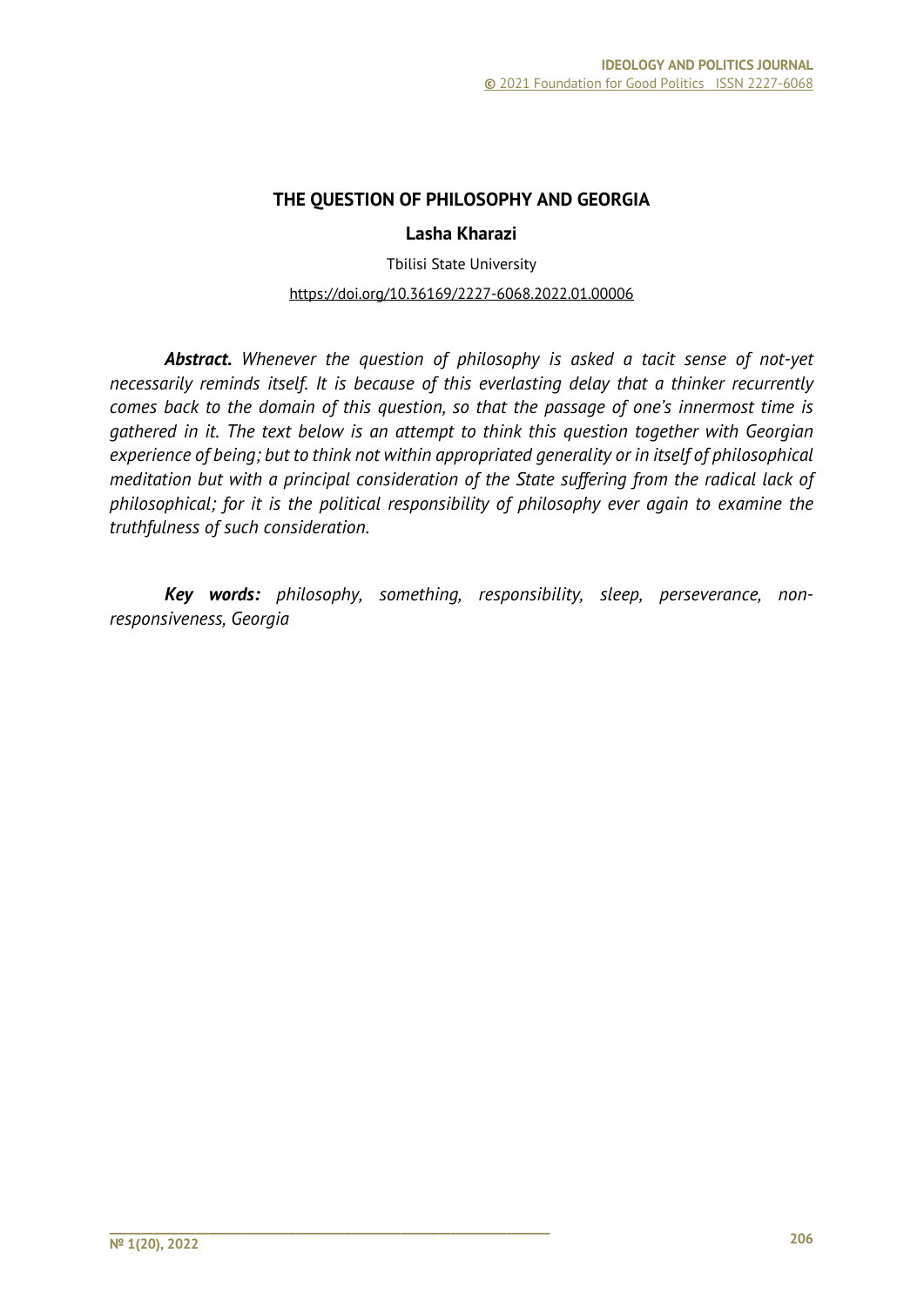# THE QUESTION OF PHILOSOPHY AND GEORGIA

**Lasha Kharazi**

Tbilisi State University

https://doi.org/10.36169/2227-6068.2022.01.00006

***Abstract.*** *Whenever the question of philosophy is asked a tacit sense of not-yet necessarily reminds itself. It is because of this everlasting delay that a thinker recurrently comes back to the domain of this question, so that the passage of one's innermost time is gathered in it. The text below is an attempt to think this question together with Georgian experience of being; but to think not within appropriated generality or in itself of philosophical meditation but with a principal consideration of the State suffering from the radical lack of philosophical; for it is the political responsibility of philosophy ever again to examine the truthfulness of such consideration.*

***Key words:*** *philosophy, something, responsibility, sleep, perseverance, non-responsiveness, Georgia*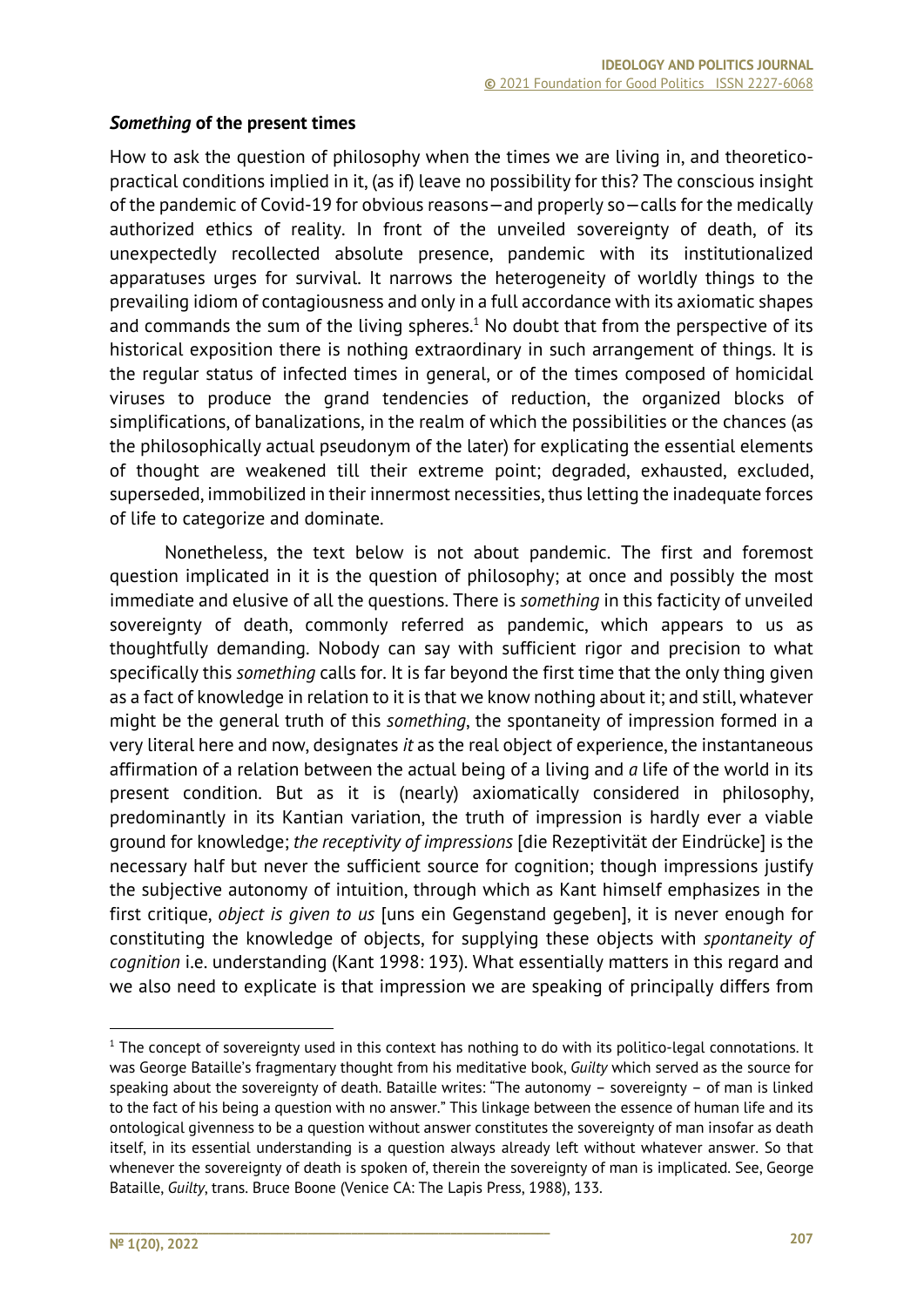### *Something* of the present times

How to ask the question of philosophy when the times we are living in, and theoretico-practical conditions implied in it, (as if) leave no possibility for this? The conscious insight of the pandemic of Covid-19 for obvious reasons—and properly so—calls for the medically authorized ethics of reality. In front of the unveiled sovereignty of death, of its unexpectedly recollected absolute presence, pandemic with its institutionalized apparatuses urges for survival. It narrows the heterogeneity of worldly things to the prevailing idiom of contagiousness and only in a full accordance with its axiomatic shapes and commands the sum of the living spheres.[1] No doubt that from the perspective of its historical exposition there is nothing extraordinary in such arrangement of things. It is the regular status of infected times in general, or of the times composed of homicidal viruses to produce the grand tendencies of reduction, the organized blocks of simplifications, of banalizations, in the realm of which the possibilities or the chances (as the philosophically actual pseudonym of the later) for explicating the essential elements of thought are weakened till their extreme point; degraded, exhausted, excluded, superseded, immobilized in their innermost necessities, thus letting the inadequate forces of life to categorize and dominate.

Nonetheless, the text below is not about pandemic. The first and foremost question implicated in it is the question of philosophy; at once and possibly the most immediate and elusive of all the questions. There is *something* in this facticity of unveiled sovereignty of death, commonly referred as pandemic, which appears to us as thoughtfully demanding. Nobody can say with sufficient rigor and precision to what specifically this *something* calls for. It is far beyond the first time that the only thing given as a fact of knowledge in relation to it is that we know nothing about it; and still, whatever might be the general truth of this *something*, the spontaneity of impression formed in a very literal here and now, designates *it* as the real object of experience, the instantaneous affirmation of a relation between the actual being of a living and *a* life of the world in its present condition. But as it is (nearly) axiomatically considered in philosophy, predominantly in its Kantian variation, the truth of impression is hardly ever a viable ground for knowledge; *the receptivity of impressions* [die Rezeptivität der Eindrücke] is the necessary half but never the sufficient source for cognition; though impressions justify the subjective autonomy of intuition, through which as Kant himself emphasizes in the first critique, *object is given to us* [uns ein Gegenstand gegeben], it is never enough for constituting the knowledge of objects, for supplying these objects with *spontaneity of cognition* i.e. understanding (Kant 1998: 193). What essentially matters in this regard and we also need to explicate is that impression we are speaking of principally differs from

---

[1] The concept of sovereignty used in this context has nothing to do with its politico-legal connotations. It was George Bataille's fragmentary thought from his meditative book, *Guilty* which served as the source for speaking about the sovereignty of death. Bataille writes: "The autonomy – sovereignty – of man is linked to the fact of his being a question with no answer." This linkage between the essence of human life and its ontological givenness to be a question without answer constitutes the sovereignty of man insofar as death itself, in its essential understanding is a question always already left without whatever answer. So that whenever the sovereignty of death is spoken of, therein the sovereignty of man is implicated. See, George Bataille, *Guilty*, trans. Bruce Boone (Venice CA: The Lapis Press, 1988), 133.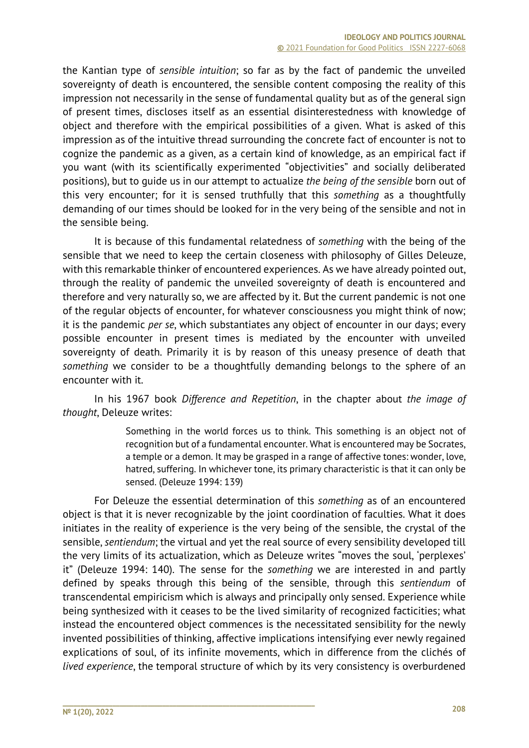the Kantian type of *sensible intuition*; so far as by the fact of pandemic the unveiled sovereignty of death is encountered, the sensible content composing the reality of this impression not necessarily in the sense of fundamental quality but as of the general sign of present times, discloses itself as an essential disinterestedness with knowledge of object and therefore with the empirical possibilities of a given. What is asked of this impression as of the intuitive thread surrounding the concrete fact of encounter is not to cognize the pandemic as a given, as a certain kind of knowledge, as an empirical fact if you want (with its scientifically experimented "objectivities" and socially deliberated positions), but to guide us in our attempt to actualize *the being of the sensible* born out of this very encounter; for it is sensed truthfully that this *something* as a thoughtfully demanding of our times should be looked for in the very being of the sensible and not in the sensible being.

It is because of this fundamental relatedness of *something* with the being of the sensible that we need to keep the certain closeness with philosophy of Gilles Deleuze, with this remarkable thinker of encountered experiences. As we have already pointed out, through the reality of pandemic the unveiled sovereignty of death is encountered and therefore and very naturally so, we are affected by it. But the current pandemic is not one of the regular objects of encounter, for whatever consciousness you might think of now; it is the pandemic *per se*, which substantiates any object of encounter in our days; every possible encounter in present times is mediated by the encounter with unveiled sovereignty of death. Primarily it is by reason of this uneasy presence of death that *something* we consider to be a thoughtfully demanding belongs to the sphere of an encounter with it.

In his 1967 book *Difference and Repetition*, in the chapter about *the image of thought*, Deleuze writes:

> Something in the world forces us to think. This something is an object not of recognition but of a fundamental encounter. What is encountered may be Socrates, a temple or a demon. It may be grasped in a range of affective tones: wonder, love, hatred, suffering. In whichever tone, its primary characteristic is that it can only be sensed. (Deleuze 1994: 139)

For Deleuze the essential determination of this *something* as of an encountered object is that it is never recognizable by the joint coordination of faculties. What it does initiates in the reality of experience is the very being of the sensible, the crystal of the sensible, *sentiendum*; the virtual and yet the real source of every sensibility developed till the very limits of its actualization, which as Deleuze writes "moves the soul, 'perplexes' it" (Deleuze 1994: 140). The sense for the *something* we are interested in and partly defined by speaks through this being of the sensible, through this *sentiendum* of transcendental empiricism which is always and principally only sensed. Experience while being synthesized with it ceases to be the lived similarity of recognized facticities; what instead the encountered object commences is the necessitated sensibility for the newly invented possibilities of thinking, affective implications intensifying ever newly regained explications of soul, of its infinite movements, which in difference from the clichés of *lived experience*, the temporal structure of which by its very consistency is overburdened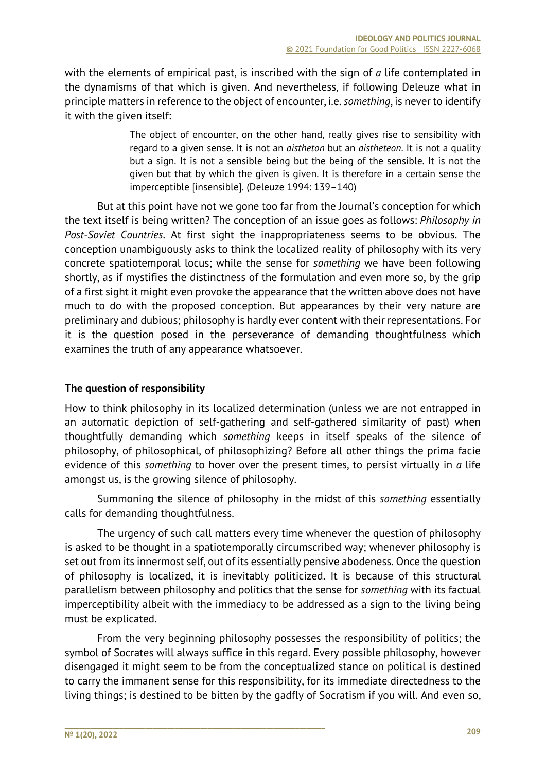with the elements of empirical past, is inscribed with the sign of *a* life contemplated in the dynamisms of that which is given. And nevertheless, if following Deleuze what in principle matters in reference to the object of encounter, i.e. *something*, is never to identify it with the given itself:

> The object of encounter, on the other hand, really gives rise to sensibility with regard to a given sense. It is not an *aistheton* but an *aistheteon*. It is not a quality but a sign. It is not a sensible being but the being of the sensible. It is not the given but that by which the given is given. It is therefore in a certain sense the imperceptible [insensible]. (Deleuze 1994: 139–140)

But at this point have not we gone too far from the Journal's conception for which the text itself is being written? The conception of an issue goes as follows: *Philosophy in Post-Soviet Countries*. At first sight the inappropriateness seems to be obvious. The conception unambiguously asks to think the localized reality of philosophy with its very concrete spatiotemporal locus; while the sense for *something* we have been following shortly, as if mystifies the distinctness of the formulation and even more so, by the grip of a first sight it might even provoke the appearance that the written above does not have much to do with the proposed conception. But appearances by their very nature are preliminary and dubious; philosophy is hardly ever content with their representations. For it is the question posed in the perseverance of demanding thoughtfulness which examines the truth of any appearance whatsoever.

## The question of responsibility

How to think philosophy in its localized determination (unless we are not entrapped in an automatic depiction of self-gathering and self-gathered similarity of past) when thoughtfully demanding which *something* keeps in itself speaks of the silence of philosophy, of philosophical, of philosophizing? Before all other things the prima facie evidence of this *something* to hover over the present times, to persist virtually in *a* life amongst us, is the growing silence of philosophy.

Summoning the silence of philosophy in the midst of this *something* essentially calls for demanding thoughtfulness.

The urgency of such call matters every time whenever the question of philosophy is asked to be thought in a spatiotemporally circumscribed way; whenever philosophy is set out from its innermost self, out of its essentially pensive abodeness. Once the question of philosophy is localized, it is inevitably politicized. It is because of this structural parallelism between philosophy and politics that the sense for *something* with its factual imperceptibility albeit with the immediacy to be addressed as a sign to the living being must be explicated.

From the very beginning philosophy possesses the responsibility of politics; the symbol of Socrates will always suffice in this regard. Every possible philosophy, however disengaged it might seem to be from the conceptualized stance on political is destined to carry the immanent sense for this responsibility, for its immediate directedness to the living things; is destined to be bitten by the gadfly of Socratism if you will. And even so,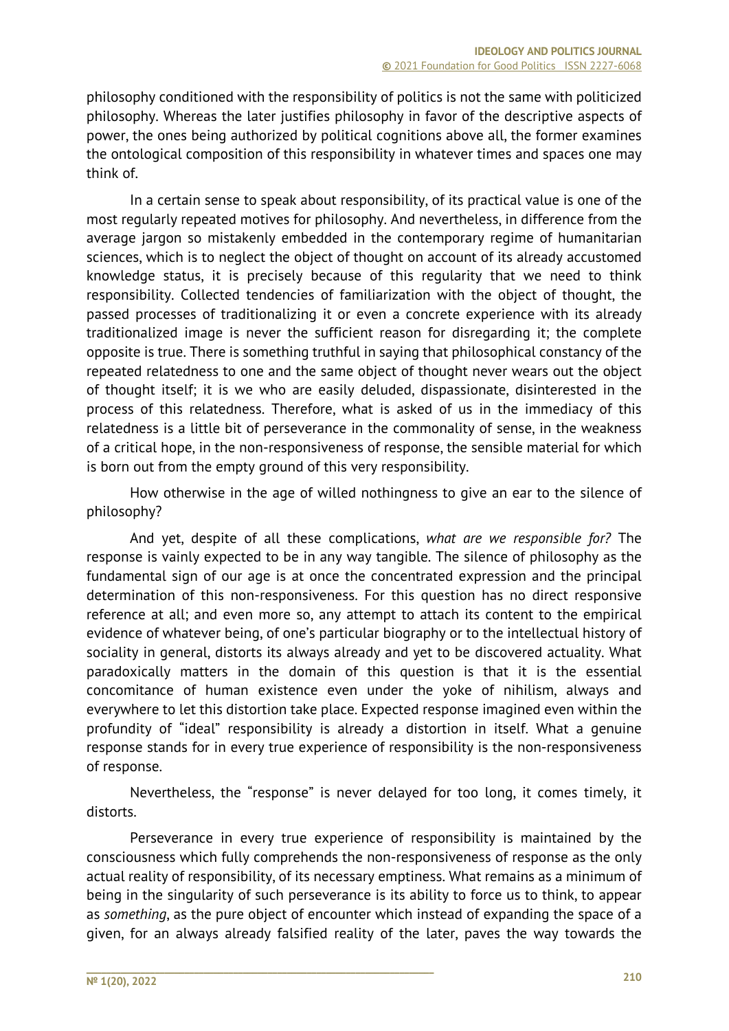philosophy conditioned with the responsibility of politics is not the same with politicized philosophy. Whereas the later justifies philosophy in favor of the descriptive aspects of power, the ones being authorized by political cognitions above all, the former examines the ontological composition of this responsibility in whatever times and spaces one may think of.

In a certain sense to speak about responsibility, of its practical value is one of the most regularly repeated motives for philosophy. And nevertheless, in difference from the average jargon so mistakenly embedded in the contemporary regime of humanitarian sciences, which is to neglect the object of thought on account of its already accustomed knowledge status, it is precisely because of this regularity that we need to think responsibility. Collected tendencies of familiarization with the object of thought, the passed processes of traditionalizing it or even a concrete experience with its already traditionalized image is never the sufficient reason for disregarding it; the complete opposite is true. There is something truthful in saying that philosophical constancy of the repeated relatedness to one and the same object of thought never wears out the object of thought itself; it is we who are easily deluded, dispassionate, disinterested in the process of this relatedness. Therefore, what is asked of us in the immediacy of this relatedness is a little bit of perseverance in the commonality of sense, in the weakness of a critical hope, in the non-responsiveness of response, the sensible material for which is born out from the empty ground of this very responsibility.

How otherwise in the age of willed nothingness to give an ear to the silence of philosophy?

And yet, despite of all these complications, *what are we responsible for?* The response is vainly expected to be in any way tangible. The silence of philosophy as the fundamental sign of our age is at once the concentrated expression and the principal determination of this non-responsiveness. For this question has no direct responsive reference at all; and even more so, any attempt to attach its content to the empirical evidence of whatever being, of one's particular biography or to the intellectual history of sociality in general, distorts its always already and yet to be discovered actuality. What paradoxically matters in the domain of this question is that it is the essential concomitance of human existence even under the yoke of nihilism, always and everywhere to let this distortion take place. Expected response imagined even within the profundity of "ideal" responsibility is already a distortion in itself. What a genuine response stands for in every true experience of responsibility is the non-responsiveness of response.

Nevertheless, the "response" is never delayed for too long, it comes timely, it distorts.

Perseverance in every true experience of responsibility is maintained by the consciousness which fully comprehends the non-responsiveness of response as the only actual reality of responsibility, of its necessary emptiness. What remains as a minimum of being in the singularity of such perseverance is its ability to force us to think, to appear as *something*, as the pure object of encounter which instead of expanding the space of a given, for an always already falsified reality of the later, paves the way towards the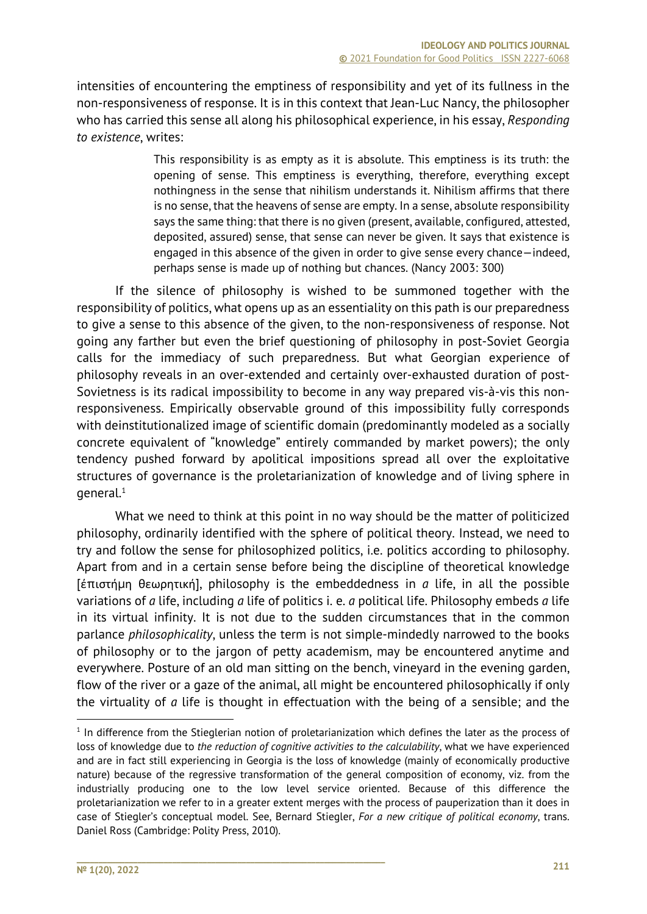intensities of encountering the emptiness of responsibility and yet of its fullness in the non-responsiveness of response. It is in this context that Jean-Luc Nancy, the philosopher who has carried this sense all along his philosophical experience, in his essay, *Responding to existence*, writes:

> This responsibility is as empty as it is absolute. This emptiness is its truth: the opening of sense. This emptiness is everything, therefore, everything except nothingness in the sense that nihilism understands it. Nihilism affirms that there is no sense, that the heavens of sense are empty. In a sense, absolute responsibility says the same thing: that there is no given (present, available, configured, attested, deposited, assured) sense, that sense can never be given. It says that existence is engaged in this absence of the given in order to give sense every chance—indeed, perhaps sense is made up of nothing but chances. (Nancy 2003: 300)

If the silence of philosophy is wished to be summoned together with the responsibility of politics, what opens up as an essentiality on this path is our preparedness to give a sense to this absence of the given, to the non-responsiveness of response. Not going any farther but even the brief questioning of philosophy in post-Soviet Georgia calls for the immediacy of such preparedness. But what Georgian experience of philosophy reveals in an over-extended and certainly over-exhausted duration of post-Sovietness is its radical impossibility to become in any way prepared vis-à-vis this non-responsiveness. Empirically observable ground of this impossibility fully corresponds with deinstitutionalized image of scientific domain (predominantly modeled as a socially concrete equivalent of "knowledge" entirely commanded by market powers); the only tendency pushed forward by apolitical impositions spread all over the exploitative structures of governance is the proletarianization of knowledge and of living sphere in general.[1]

What we need to think at this point in no way should be the matter of politicized philosophy, ordinarily identified with the sphere of political theory. Instead, we need to try and follow the sense for philosophized politics, i.e. politics according to philosophy. Apart from and in a certain sense before being the discipline of theoretical knowledge [ἐπιστήμη θεωρητική], philosophy is the embeddedness in *a* life, in all the possible variations of *a* life, including *a* life of politics i. e. *a* political life. Philosophy embeds *a* life in its virtual infinity. It is not due to the sudden circumstances that in the common parlance *philosophicality*, unless the term is not simple-mindedly narrowed to the books of philosophy or to the jargon of petty academism, may be encountered anytime and everywhere. Posture of an old man sitting on the bench, vineyard in the evening garden, flow of the river or a gaze of the animal, all might be encountered philosophically if only the virtuality of *a* life is thought in effectuation with the being of a sensible; and the

---

[1] In difference from the Stieglerian notion of proletarianization which defines the later as the process of loss of knowledge due to *the reduction of cognitive activities to the calculability*, what we have experienced and are in fact still experiencing in Georgia is the loss of knowledge (mainly of economically productive nature) because of the regressive transformation of the general composition of economy, viz. from the industrially producing one to the low level service oriented. Because of this difference the proletarianization we refer to in a greater extent merges with the process of pauperization than it does in case of Stiegler's conceptual model. See, Bernard Stiegler, *For a new critique of political economy*, trans. Daniel Ross (Cambridge: Polity Press, 2010).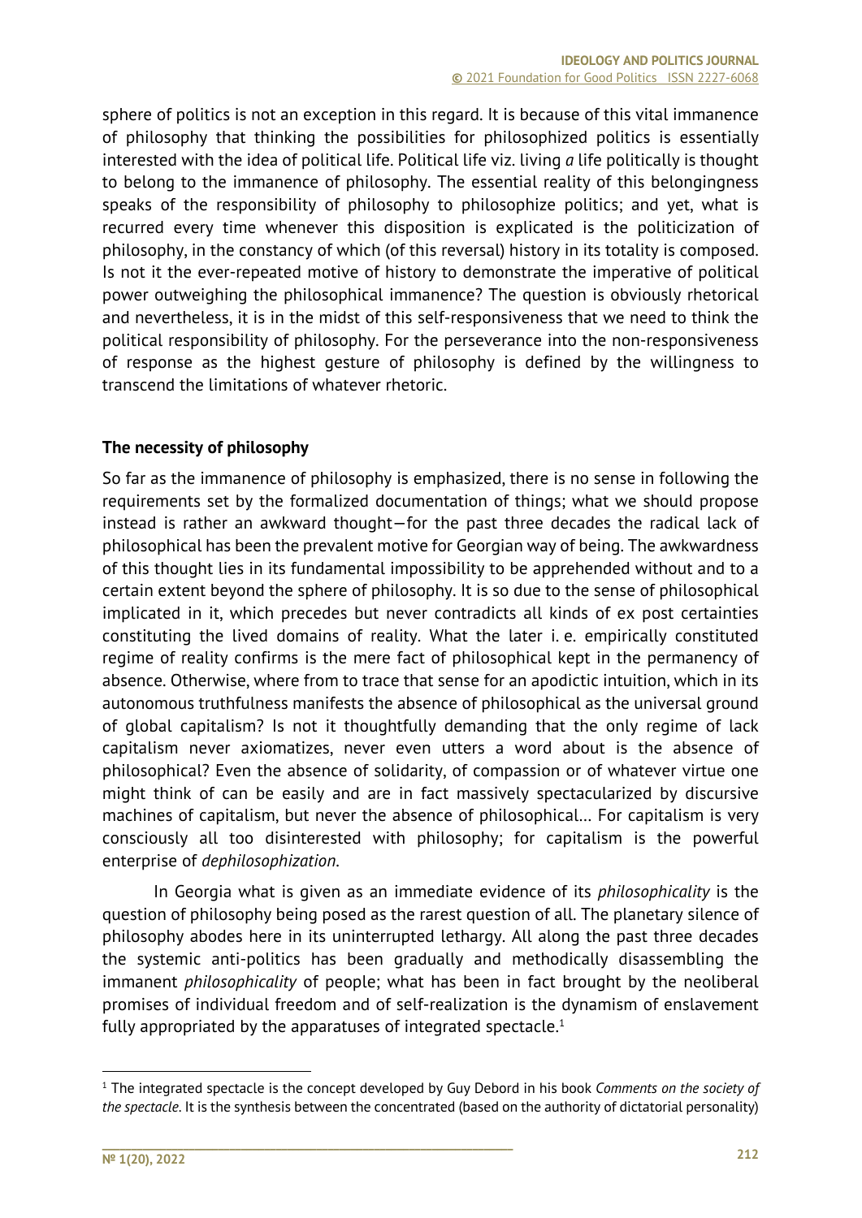sphere of politics is not an exception in this regard. It is because of this vital immanence of philosophy that thinking the possibilities for philosophized politics is essentially interested with the idea of political life. Political life viz. living *a* life politically is thought to belong to the immanence of philosophy. The essential reality of this belongingness speaks of the responsibility of philosophy to philosophize politics; and yet, what is recurred every time whenever this disposition is explicated is the politicization of philosophy, in the constancy of which (of this reversal) history in its totality is composed. Is not it the ever-repeated motive of history to demonstrate the imperative of political power outweighing the philosophical immanence? The question is obviously rhetorical and nevertheless, it is in the midst of this self-responsiveness that we need to think the political responsibility of philosophy. For the perseverance into the non-responsiveness of response as the highest gesture of philosophy is defined by the willingness to transcend the limitations of whatever rhetoric.

## The necessity of philosophy

So far as the immanence of philosophy is emphasized, there is no sense in following the requirements set by the formalized documentation of things; what we should propose instead is rather an awkward thought—for the past three decades the radical lack of philosophical has been the prevalent motive for Georgian way of being. The awkwardness of this thought lies in its fundamental impossibility to be apprehended without and to a certain extent beyond the sphere of philosophy. It is so due to the sense of philosophical implicated in it, which precedes but never contradicts all kinds of ex post certainties constituting the lived domains of reality. What the later i. e. empirically constituted regime of reality confirms is the mere fact of philosophical kept in the permanency of absence. Otherwise, where from to trace that sense for an apodictic intuition, which in its autonomous truthfulness manifests the absence of philosophical as the universal ground of global capitalism? Is not it thoughtfully demanding that the only regime of lack capitalism never axiomatizes, never even utters a word about is the absence of philosophical? Even the absence of solidarity, of compassion or of whatever virtue one might think of can be easily and are in fact massively spectacularized by discursive machines of capitalism, but never the absence of philosophical… For capitalism is very consciously all too disinterested with philosophy; for capitalism is the powerful enterprise of *dephilosophization*.

In Georgia what is given as an immediate evidence of its *philosophicality* is the question of philosophy being posed as the rarest question of all. The planetary silence of philosophy abodes here in its uninterrupted lethargy. All along the past three decades the systemic anti-politics has been gradually and methodically disassembling the immanent *philosophicality* of people; what has been in fact brought by the neoliberal promises of individual freedom and of self-realization is the dynamism of enslavement fully appropriated by the apparatuses of integrated spectacle.[1]

---

[1] The integrated spectacle is the concept developed by Guy Debord in his book *Comments on the society of the spectacle*. It is the synthesis between the concentrated (based on the authority of dictatorial personality)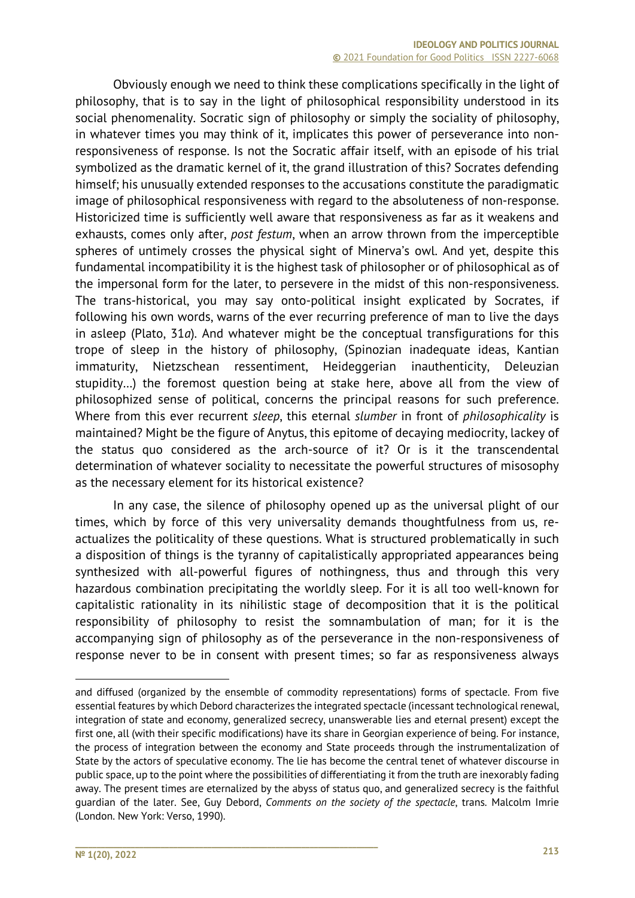Obviously enough we need to think these complications specifically in the light of philosophy, that is to say in the light of philosophical responsibility understood in its social phenomenality. Socratic sign of philosophy or simply the sociality of philosophy, in whatever times you may think of it, implicates this power of perseverance into non-responsiveness of response. Is not the Socratic affair itself, with an episode of his trial symbolized as the dramatic kernel of it, the grand illustration of this? Socrates defending himself; his unusually extended responses to the accusations constitute the paradigmatic image of philosophical responsiveness with regard to the absoluteness of non-response. Historicized time is sufficiently well aware that responsiveness as far as it weakens and exhausts, comes only after, *post festum*, when an arrow thrown from the imperceptible spheres of untimely crosses the physical sight of Minerva's owl. And yet, despite this fundamental incompatibility it is the highest task of philosopher or of philosophical as of the impersonal form for the later, to persevere in the midst of this non-responsiveness. The trans-historical, you may say onto-political insight explicated by Socrates, if following his own words, warns of the ever recurring preference of man to live the days in asleep (Plato, 31*a*). And whatever might be the conceptual transfigurations for this trope of sleep in the history of philosophy, (Spinozian inadequate ideas, Kantian immaturity, Nietzschean ressentiment, Heideggerian inauthenticity, Deleuzian stupidity…) the foremost question being at stake here, above all from the view of philosophized sense of political, concerns the principal reasons for such preference. Where from this ever recurrent *sleep*, this eternal *slumber* in front of *philosophicality* is maintained? Might be the figure of Anytus, this epitome of decaying mediocrity, lackey of the status quo considered as the arch-source of it? Or is it the transcendental determination of whatever sociality to necessitate the powerful structures of misosophy as the necessary element for its historical existence?

In any case, the silence of philosophy opened up as the universal plight of our times, which by force of this very universality demands thoughtfulness from us, re-actualizes the politicality of these questions. What is structured problematically in such a disposition of things is the tyranny of capitalistically appropriated appearances being synthesized with all-powerful figures of nothingness, thus and through this very hazardous combination precipitating the worldly sleep. For it is all too well-known for capitalistic rationality in its nihilistic stage of decomposition that it is the political responsibility of philosophy to resist the somnambulation of man; for it is the accompanying sign of philosophy as of the perseverance in the non-responsiveness of response never to be in consent with present times; so far as responsiveness always

---

and diffused (organized by the ensemble of commodity representations) forms of spectacle. From five essential features by which Debord characterizes the integrated spectacle (incessant technological renewal, integration of state and economy, generalized secrecy, unanswerable lies and eternal present) except the first one, all (with their specific modifications) have its share in Georgian experience of being. For instance, the process of integration between the economy and State proceeds through the instrumentalization of State by the actors of speculative economy. The lie has become the central tenet of whatever discourse in public space, up to the point where the possibilities of differentiating it from the truth are inexorably fading away. The present times are eternalized by the abyss of status quo, and generalized secrecy is the faithful guardian of the later. See, Guy Debord, *Comments on the society of the spectacle*, trans. Malcolm Imrie (London. New York: Verso, 1990).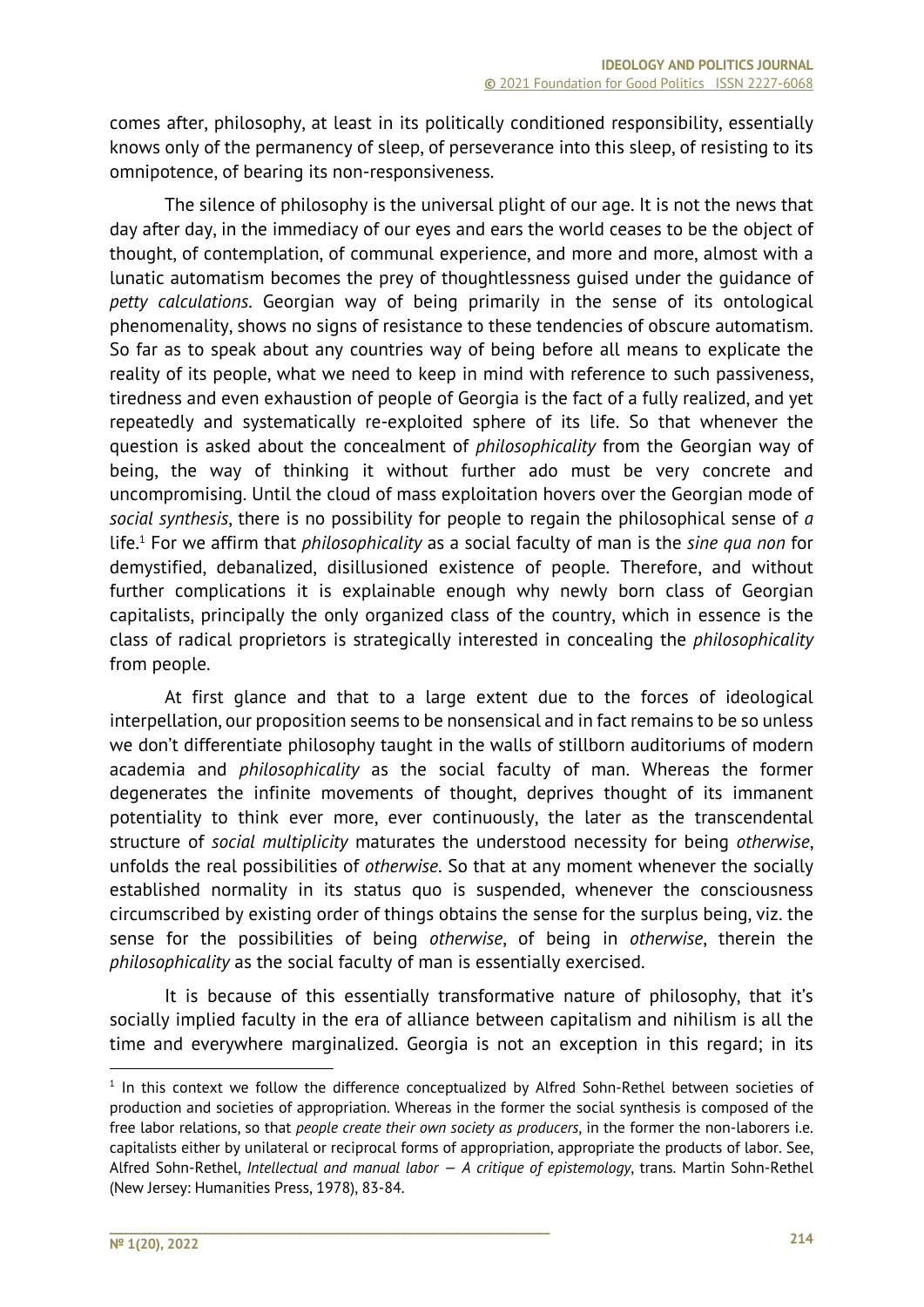comes after, philosophy, at least in its politically conditioned responsibility, essentially knows only of the permanency of sleep, of perseverance into this sleep, of resisting to its omnipotence, of bearing its non-responsiveness.

The silence of philosophy is the universal plight of our age. It is not the news that day after day, in the immediacy of our eyes and ears the world ceases to be the object of thought, of contemplation, of communal experience, and more and more, almost with a lunatic automatism becomes the prey of thoughtlessness guised under the guidance of *petty calculations*. Georgian way of being primarily in the sense of its ontological phenomenality, shows no signs of resistance to these tendencies of obscure automatism. So far as to speak about any countries way of being before all means to explicate the reality of its people, what we need to keep in mind with reference to such passiveness, tiredness and even exhaustion of people of Georgia is the fact of a fully realized, and yet repeatedly and systematically re-exploited sphere of its life. So that whenever the question is asked about the concealment of *philosophicality* from the Georgian way of being, the way of thinking it without further ado must be very concrete and uncompromising. Until the cloud of mass exploitation hovers over the Georgian mode of *social synthesis*, there is no possibility for people to regain the philosophical sense of *a* life.[1] For we affirm that *philosophicality* as a social faculty of man is the *sine qua non* for demystified, debanalized, disillusioned existence of people. Therefore, and without further complications it is explainable enough why newly born class of Georgian capitalists, principally the only organized class of the country, which in essence is the class of radical proprietors is strategically interested in concealing the *philosophicality* from people.

At first glance and that to a large extent due to the forces of ideological interpellation, our proposition seems to be nonsensical and in fact remains to be so unless we don't differentiate philosophy taught in the walls of stillborn auditoriums of modern academia and *philosophicality* as the social faculty of man. Whereas the former degenerates the infinite movements of thought, deprives thought of its immanent potentiality to think ever more, ever continuously, the later as the transcendental structure of *social multiplicity* maturates the understood necessity for being *otherwise*, unfolds the real possibilities of *otherwise*. So that at any moment whenever the socially established normality in its status quo is suspended, whenever the consciousness circumscribed by existing order of things obtains the sense for the surplus being, viz. the sense for the possibilities of being *otherwise*, of being in *otherwise*, therein the *philosophicality* as the social faculty of man is essentially exercised.

It is because of this essentially transformative nature of philosophy, that it's socially implied faculty in the era of alliance between capitalism and nihilism is all the time and everywhere marginalized. Georgia is not an exception in this regard; in its

---

[1] In this context we follow the difference conceptualized by Alfred Sohn-Rethel between societies of production and societies of appropriation. Whereas in the former the social synthesis is composed of the free labor relations, so that *people create their own society as producers*, in the former the non-laborers i.e. capitalists either by unilateral or reciprocal forms of appropriation, appropriate the products of labor. See, Alfred Sohn-Rethel, *Intellectual and manual labor – A critique of epistemology*, trans. Martin Sohn-Rethel (New Jersey: Humanities Press, 1978), 83-84.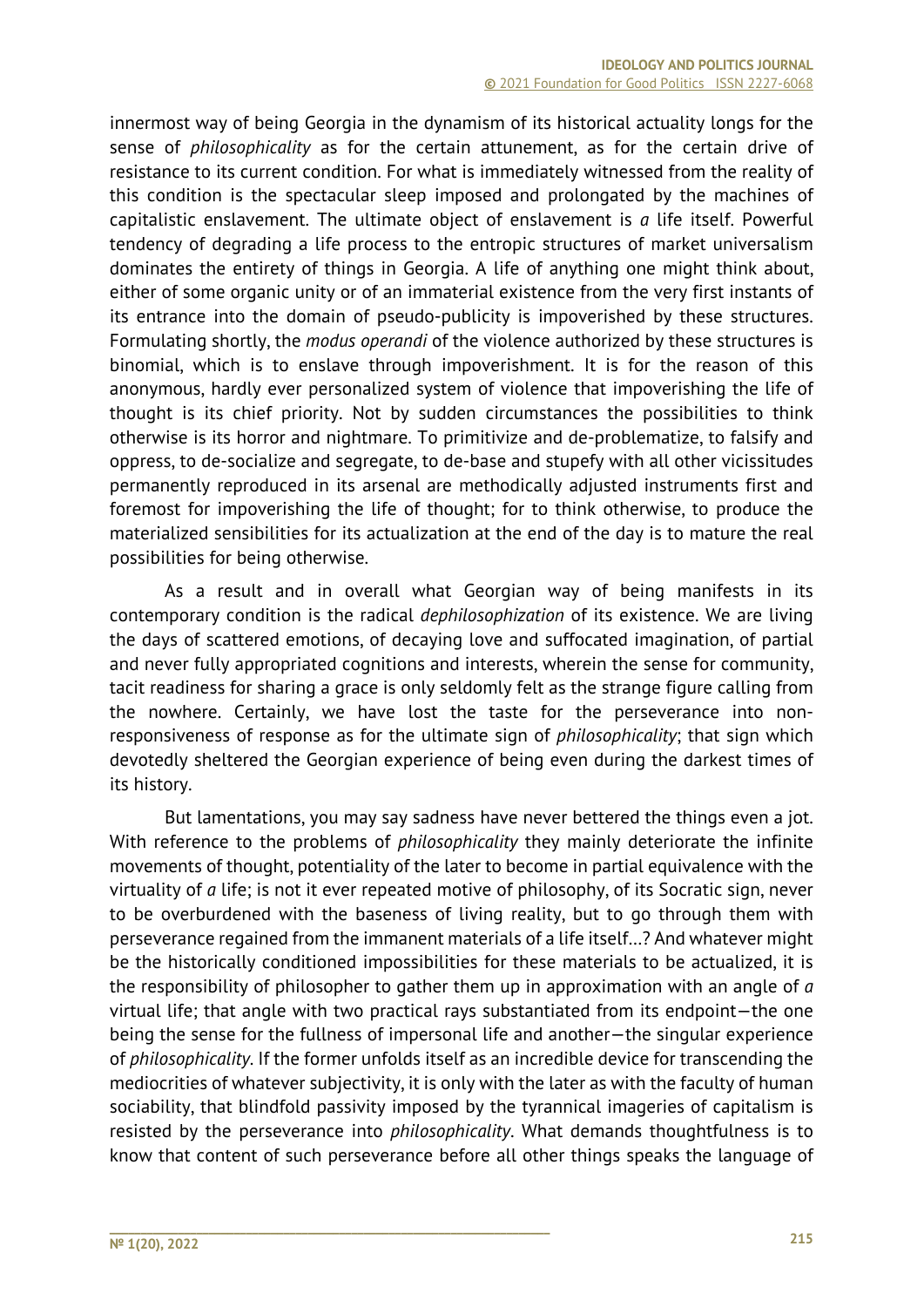innermost way of being Georgia in the dynamism of its historical actuality longs for the sense of *philosophicality* as for the certain attunement, as for the certain drive of resistance to its current condition. For what is immediately witnessed from the reality of this condition is the spectacular sleep imposed and prolongated by the machines of capitalistic enslavement. The ultimate object of enslavement is *a* life itself. Powerful tendency of degrading a life process to the entropic structures of market universalism dominates the entirety of things in Georgia. A life of anything one might think about, either of some organic unity or of an immaterial existence from the very first instants of its entrance into the domain of pseudo-publicity is impoverished by these structures. Formulating shortly, the *modus operandi* of the violence authorized by these structures is binomial, which is to enslave through impoverishment. It is for the reason of this anonymous, hardly ever personalized system of violence that impoverishing the life of thought is its chief priority. Not by sudden circumstances the possibilities to think otherwise is its horror and nightmare. To primitivize and de-problematize, to falsify and oppress, to de-socialize and segregate, to de-base and stupefy with all other vicissitudes permanently reproduced in its arsenal are methodically adjusted instruments first and foremost for impoverishing the life of thought; for to think otherwise, to produce the materialized sensibilities for its actualization at the end of the day is to mature the real possibilities for being otherwise.

As a result and in overall what Georgian way of being manifests in its contemporary condition is the radical *dephilosophization* of its existence. We are living the days of scattered emotions, of decaying love and suffocated imagination, of partial and never fully appropriated cognitions and interests, wherein the sense for community, tacit readiness for sharing a grace is only seldomly felt as the strange figure calling from the nowhere. Certainly, we have lost the taste for the perseverance into non-responsiveness of response as for the ultimate sign of *philosophicality*; that sign which devotedly sheltered the Georgian experience of being even during the darkest times of its history.

But lamentations, you may say sadness have never bettered the things even a jot. With reference to the problems of *philosophicality* they mainly deteriorate the infinite movements of thought, potentiality of the later to become in partial equivalence with the virtuality of *a* life; is not it ever repeated motive of philosophy, of its Socratic sign, never to be overburdened with the baseness of living reality, but to go through them with perseverance regained from the immanent materials of a life itself…? And whatever might be the historically conditioned impossibilities for these materials to be actualized, it is the responsibility of philosopher to gather them up in approximation with an angle of *a* virtual life; that angle with two practical rays substantiated from its endpoint—the one being the sense for the fullness of impersonal life and another—the singular experience of *philosophicality*. If the former unfolds itself as an incredible device for transcending the mediocrities of whatever subjectivity, it is only with the later as with the faculty of human sociability, that blindfold passivity imposed by the tyrannical imageries of capitalism is resisted by the perseverance into *philosophicality*. What demands thoughtfulness is to know that content of such perseverance before all other things speaks the language of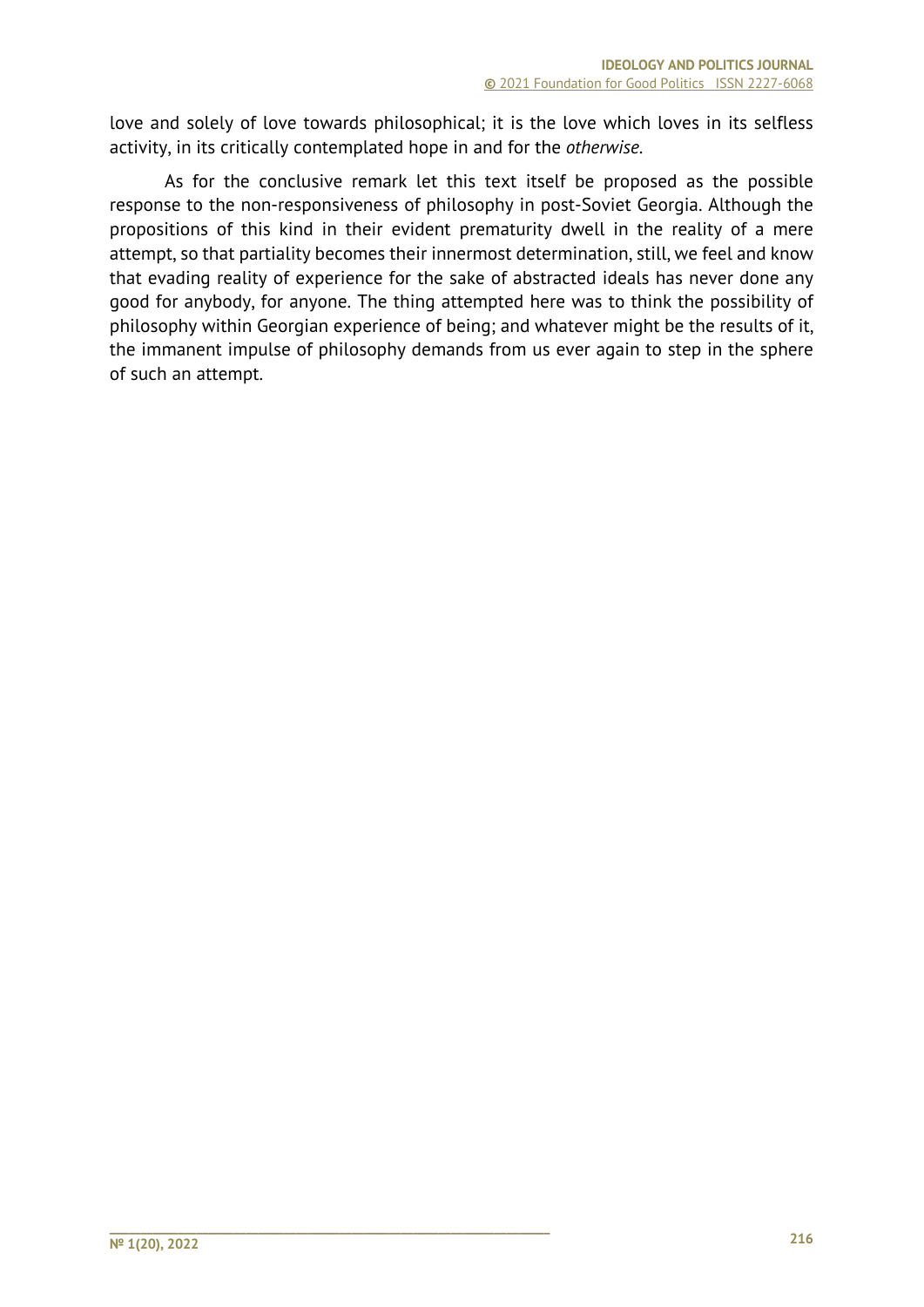love and solely of love towards philosophical; it is the love which loves in its selfless activity, in its critically contemplated hope in and for the *otherwise.*

As for the conclusive remark let this text itself be proposed as the possible response to the non-responsiveness of philosophy in post-Soviet Georgia. Although the propositions of this kind in their evident prematurity dwell in the reality of a mere attempt, so that partiality becomes their innermost determination, still, we feel and know that evading reality of experience for the sake of abstracted ideals has never done any good for anybody, for anyone. The thing attempted here was to think the possibility of philosophy within Georgian experience of being; and whatever might be the results of it, the immanent impulse of philosophy demands from us ever again to step in the sphere of such an attempt.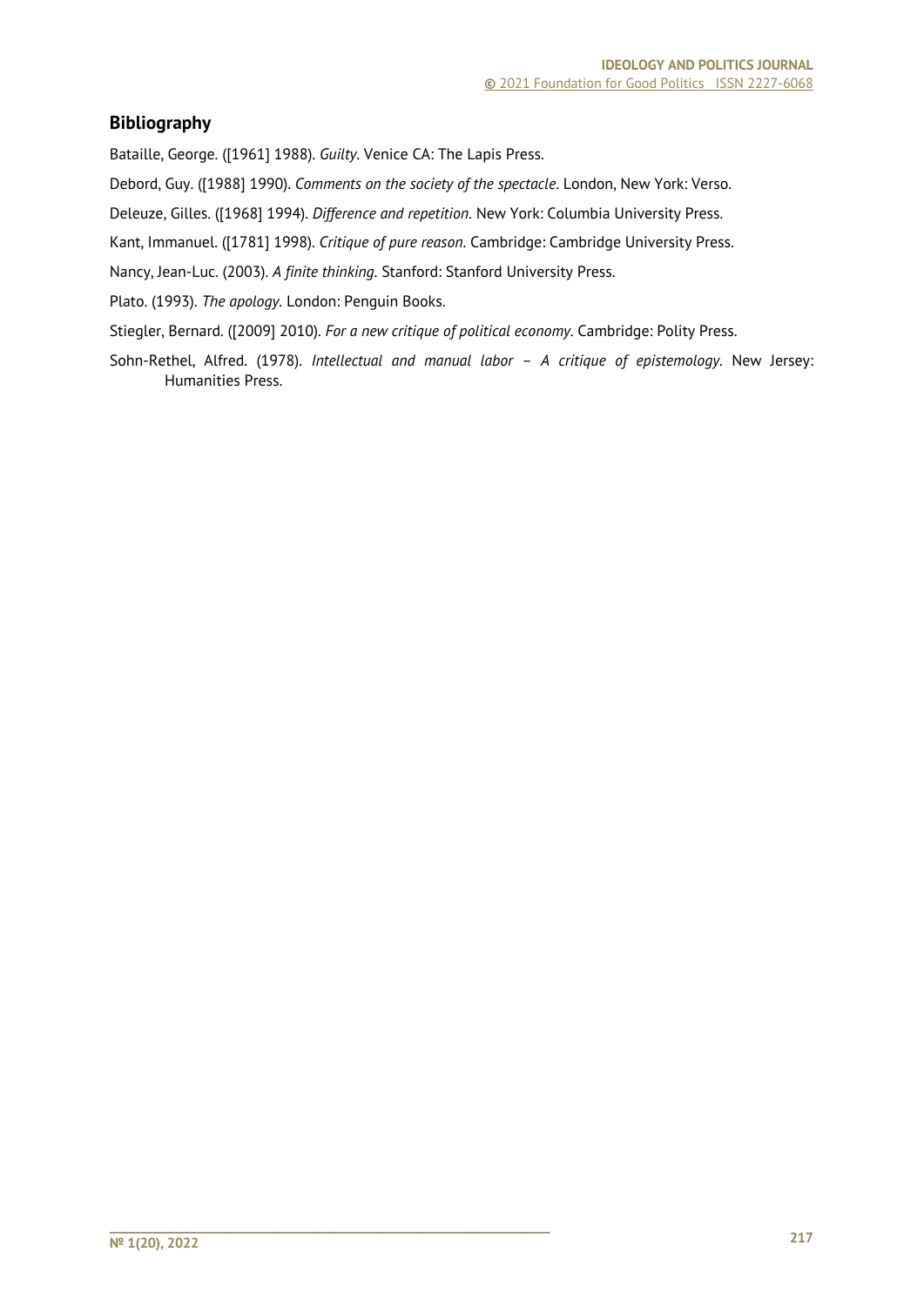## Bibliography

Bataille, George. ([1961] 1988). *Guilty*. Venice CA: The Lapis Press.

Debord, Guy. ([1988] 1990). *Comments on the society of the spectacle*. London, New York: Verso.

Deleuze, Gilles. ([1968] 1994). *Difference and repetition*. New York: Columbia University Press.

Kant, Immanuel. ([1781] 1998). *Critique of pure reason*. Cambridge: Cambridge University Press.

Nancy, Jean-Luc. (2003). *A finite thinking*. Stanford: Stanford University Press.

Plato. (1993). *The apology*. London: Penguin Books.

Stiegler, Bernard. ([2009] 2010). *For a new critique of political economy*. Cambridge: Polity Press.

Sohn-Rethel, Alfred. (1978). *Intellectual and manual labor – A critique of epistemology*. New Jersey: Humanities Press.